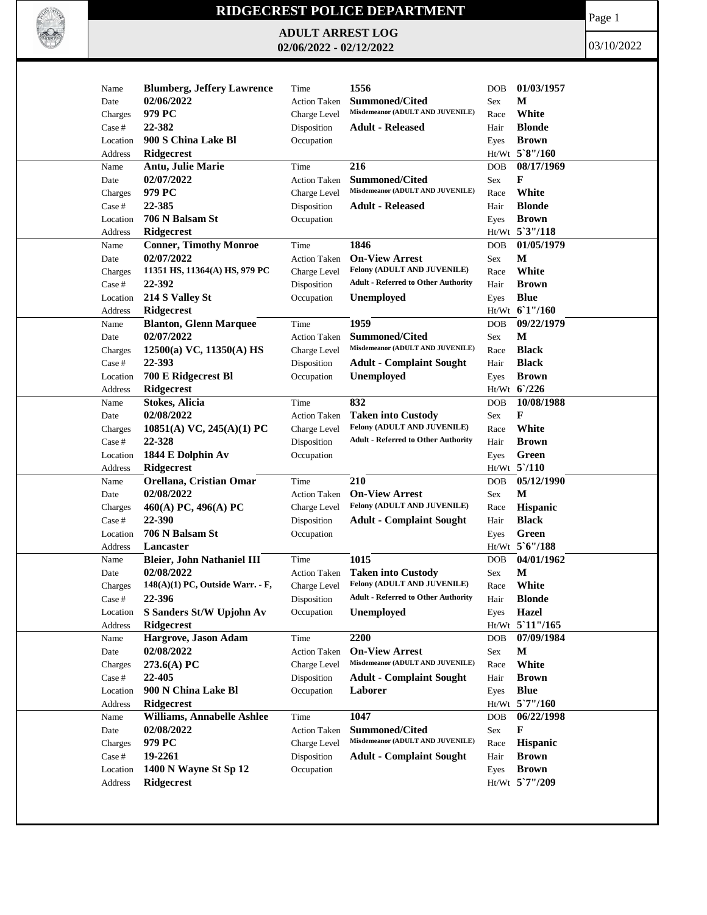# RIDGECREST POLICE DEPARTMENT

## ADULT ARREST LOG
## 02/06/2022 - 02/12/2022

03/10/2022

| Name | Blumberg, Jeffery Lawrence | Time | 1556 | DOB | 01/03/1957 |
|---|---|---|---|---|---|
| Date | 02/06/2022 | Action Taken | Summoned/Cited | Sex | M |
| Charges | 979 PC | Charge Level | Misdemeanor (ADULT AND JUVENILE) | Race | White |
| Case # | 22-382 | Disposition | Adult - Released | Hair | Blonde |
| Location | 900 S China Lake Bl | Occupation | | Eyes | Brown |
| Address | Ridgecrest | | | Ht/Wt | 5`8"/160 |

| Name | Antu, Julie Marie | Time | 216 | DOB | 08/17/1969 |
|---|---|---|---|---|---|
| Date | 02/07/2022 | Action Taken | Summoned/Cited | Sex | F |
| Charges | 979 PC | Charge Level | Misdemeanor (ADULT AND JUVENILE) | Race | White |
| Case # | 22-385 | Disposition | Adult - Released | Hair | Blonde |
| Location | 706 N Balsam St | Occupation | | Eyes | Brown |
| Address | Ridgecrest | | | Ht/Wt | 5`3"/118 |

| Name | Conner, Timothy Monroe | Time | 1846 | DOB | 01/05/1979 |
|---|---|---|---|---|---|
| Date | 02/07/2022 | Action Taken | On-View Arrest | Sex | M |
| Charges | 11351 HS, 11364(A) HS, 979 PC | Charge Level | Felony (ADULT AND JUVENILE) | Race | White |
| Case # | 22-392 | Disposition | Adult - Referred to Other Authority | Hair | Brown |
| Location | 214 S Valley St | Occupation | Unemployed | Eyes | Blue |
| Address | Ridgecrest | | | Ht/Wt | 6`1"/160 |

| Name | Blanton, Glenn Marquee | Time | 1959 | DOB | 09/22/1979 |
|---|---|---|---|---|---|
| Date | 02/07/2022 | Action Taken | Summoned/Cited | Sex | M |
| Charges | 12500(a) VC, 11350(A) HS | Charge Level | Misdemeanor (ADULT AND JUVENILE) | Race | Black |
| Case # | 22-393 | Disposition | Adult - Complaint Sought | Hair | Black |
| Location | 700 E Ridgecrest Bl | Occupation | Unemployed | Eyes | Brown |
| Address | Ridgecrest | | | Ht/Wt | 6`/226 |

| Name | Stokes, Alicia | Time | 832 | DOB | 10/08/1988 |
|---|---|---|---|---|---|
| Date | 02/08/2022 | Action Taken | Taken into Custody | Sex | F |
| Charges | 10851(A) VC, 245(A)(1) PC | Charge Level | Felony (ADULT AND JUVENILE) | Race | White |
| Case # | 22-328 | Disposition | Adult - Referred to Other Authority | Hair | Brown |
| Location | 1844 E Dolphin Av | Occupation | | Eyes | Green |
| Address | Ridgecrest | | | Ht/Wt | 5`/110 |

| Name | Orellana, Cristian Omar | Time | 210 | DOB | 05/12/1990 |
|---|---|---|---|---|---|
| Date | 02/08/2022 | Action Taken | On-View Arrest | Sex | M |
| Charges | 460(A) PC, 496(A) PC | Charge Level | Felony (ADULT AND JUVENILE) | Race | Hispanic |
| Case # | 22-390 | Disposition | Adult - Complaint Sought | Hair | Black |
| Location | 706 N Balsam St | Occupation | | Eyes | Green |
| Address | Lancaster | | | Ht/Wt | 5`6"/188 |

| Name | Bleier, John Nathaniel III | Time | 1015 | DOB | 04/01/1962 |
|---|---|---|---|---|---|
| Date | 02/08/2022 | Action Taken | Taken into Custody | Sex | M |
| Charges | 148(A)(1) PC, Outside Warr. - F, | Charge Level | Felony (ADULT AND JUVENILE) | Race | White |
| Case # | 22-396 | Disposition | Adult - Referred to Other Authority | Hair | Blonde |
| Location | S Sanders St/W Upjohn Av | Occupation | Unemployed | Eyes | Hazel |
| Address | Ridgecrest | | | Ht/Wt | 5`11"/165 |

| Name | Hargrove, Jason Adam | Time | 2200 | DOB | 07/09/1984 |
|---|---|---|---|---|---|
| Date | 02/08/2022 | Action Taken | On-View Arrest | Sex | M |
| Charges | 273.6(A) PC | Charge Level | Misdemeanor (ADULT AND JUVENILE) | Race | White |
| Case # | 22-405 | Disposition | Adult - Complaint Sought | Hair | Brown |
| Location | 900 N China Lake Bl | Occupation | Laborer | Eyes | Blue |
| Address | Ridgecrest | | | Ht/Wt | 5`7"/160 |

| Name | Williams, Annabelle Ashlee | Time | 1047 | DOB | 06/22/1998 |
|---|---|---|---|---|---|
| Date | 02/08/2022 | Action Taken | Summoned/Cited | Sex | F |
| Charges | 979 PC | Charge Level | Misdemeanor (ADULT AND JUVENILE) | Race | Hispanic |
| Case # | 19-2261 | Disposition | Adult - Complaint Sought | Hair | Brown |
| Location | 1400 N Wayne St Sp 12 | Occupation | | Eyes | Brown |
| Address | Ridgecrest | | | Ht/Wt | 5`7"/209 |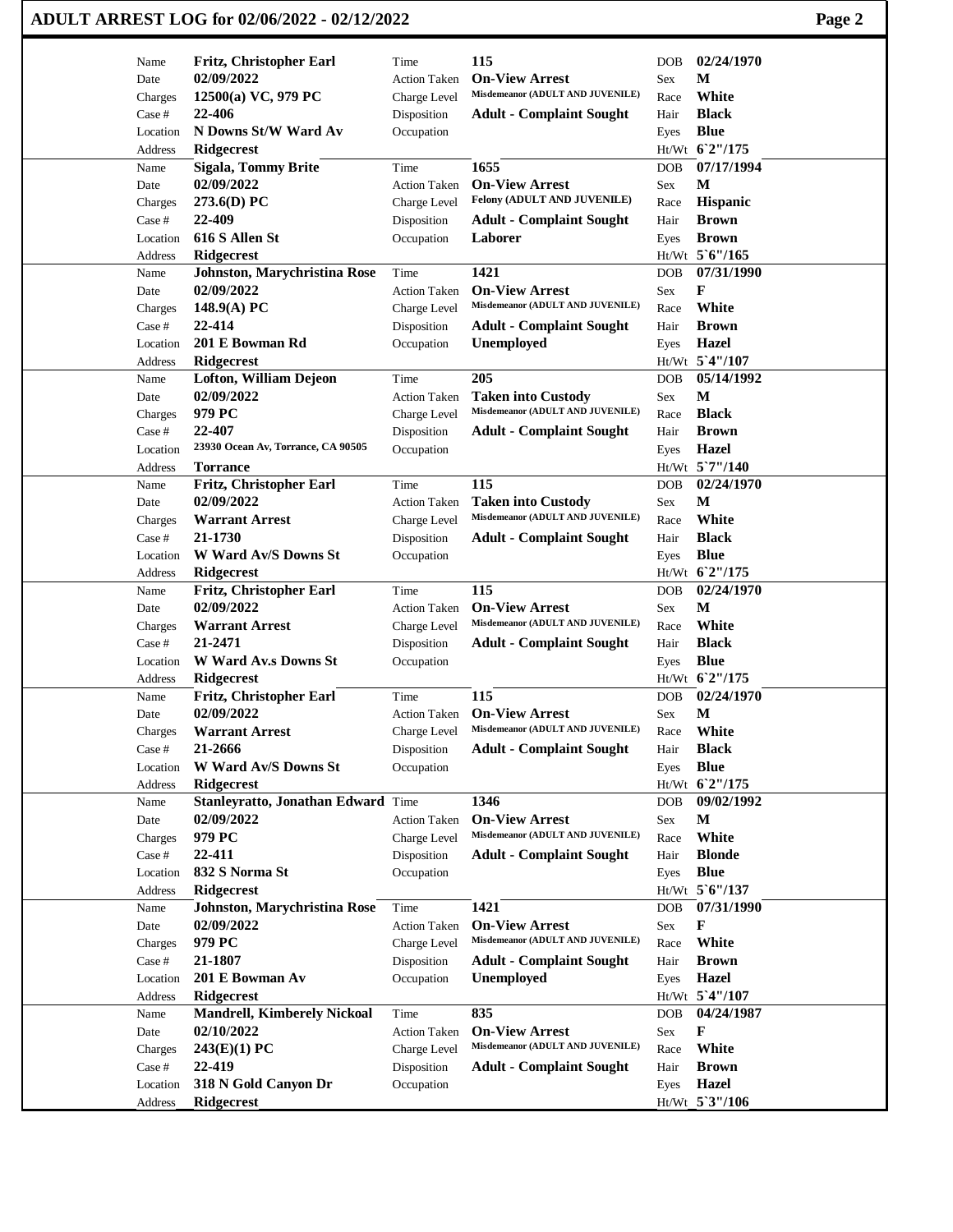# ADULT ARREST LOG for 02/06/2022 - 02/12/2022

| Name | Fritz, Christopher Earl | Time | 115 | DOB | 02/24/1970 |
|---|---|---|---|---|---|
| Date | 02/09/2022 | Action Taken | On-View Arrest | Sex | M |
| Charges | 12500(a) VC, 979 PC | Charge Level | Misdemeanor (ADULT AND JUVENILE) | Race | White |
| Case # | 22-406 | Disposition | Adult - Complaint Sought | Hair | Black |
| Location | N Downs St/W Ward Av | Occupation | | Eyes | Blue |
| Address | Ridgecrest | | | Ht/Wt | 6`2"/175 |

| Name | Sigala, Tommy Brite | Time | 1655 | DOB | 07/17/1994 |
|---|---|---|---|---|---|
| Date | 02/09/2022 | Action Taken | On-View Arrest | Sex | M |
| Charges | 273.6(D) PC | Charge Level | Felony (ADULT AND JUVENILE) | Race | Hispanic |
| Case # | 22-409 | Disposition | Adult - Complaint Sought | Hair | Brown |
| Location | 616 S Allen St | Occupation | Laborer | Eyes | Brown |
| Address | Ridgecrest | | | Ht/Wt | 5`6"/165 |

| Name | Johnston, Marychristina Rose | Time | 1421 | DOB | 07/31/1990 |
|---|---|---|---|---|---|
| Date | 02/09/2022 | Action Taken | On-View Arrest | Sex | F |
| Charges | 148.9(A) PC | Charge Level | Misdemeanor (ADULT AND JUVENILE) | Race | White |
| Case # | 22-414 | Disposition | Adult - Complaint Sought | Hair | Brown |
| Location | 201 E Bowman Rd | Occupation | Unemployed | Eyes | Hazel |
| Address | Ridgecrest | | | Ht/Wt | 5`4"/107 |

| Name | Lofton, William Dejeon | Time | 205 | DOB | 05/14/1992 |
|---|---|---|---|---|---|
| Date | 02/09/2022 | Action Taken | Taken into Custody | Sex | M |
| Charges | 979 PC | Charge Level | Misdemeanor (ADULT AND JUVENILE) | Race | Black |
| Case # | 22-407 | Disposition | Adult - Complaint Sought | Hair | Brown |
| Location | 23930 Ocean Av, Torrance, CA 90505 | Occupation | | Eyes | Hazel |
| Address | Torrance | | | Ht/Wt | 5`7"/140 |

| Name | Fritz, Christopher Earl | Time | 115 | DOB | 02/24/1970 |
|---|---|---|---|---|---|
| Date | 02/09/2022 | Action Taken | Taken into Custody | Sex | M |
| Charges | Warrant Arrest | Charge Level | Misdemeanor (ADULT AND JUVENILE) | Race | White |
| Case # | 21-1730 | Disposition | Adult - Complaint Sought | Hair | Black |
| Location | W Ward Av/S Downs St | Occupation | | Eyes | Blue |
| Address | Ridgecrest | | | Ht/Wt | 6`2"/175 |

| Name | Fritz, Christopher Earl | Time | 115 | DOB | 02/24/1970 |
|---|---|---|---|---|---|
| Date | 02/09/2022 | Action Taken | On-View Arrest | Sex | M |
| Charges | Warrant Arrest | Charge Level | Misdemeanor (ADULT AND JUVENILE) | Race | White |
| Case # | 21-2471 | Disposition | Adult - Complaint Sought | Hair | Black |
| Location | W Ward Av.s Downs St | Occupation | | Eyes | Blue |
| Address | Ridgecrest | | | Ht/Wt | 6`2"/175 |

| Name | Fritz, Christopher Earl | Time | 115 | DOB | 02/24/1970 |
|---|---|---|---|---|---|
| Date | 02/09/2022 | Action Taken | On-View Arrest | Sex | M |
| Charges | Warrant Arrest | Charge Level | Misdemeanor (ADULT AND JUVENILE) | Race | White |
| Case # | 21-2666 | Disposition | Adult - Complaint Sought | Hair | Black |
| Location | W Ward Av/S Downs St | Occupation | | Eyes | Blue |
| Address | Ridgecrest | | | Ht/Wt | 6`2"/175 |

| Name | Stanleyratto, Jonathan Edward | Time | 1346 | DOB | 09/02/1992 |
|---|---|---|---|---|---|
| Date | 02/09/2022 | Action Taken | On-View Arrest | Sex | M |
| Charges | 979 PC | Charge Level | Misdemeanor (ADULT AND JUVENILE) | Race | White |
| Case # | 22-411 | Disposition | Adult - Complaint Sought | Hair | Blonde |
| Location | 832 S Norma St | Occupation | | Eyes | Blue |
| Address | Ridgecrest | | | Ht/Wt | 5`6"/137 |

| Name | Johnston, Marychristina Rose | Time | 1421 | DOB | 07/31/1990 |
|---|---|---|---|---|---|
| Date | 02/09/2022 | Action Taken | On-View Arrest | Sex | F |
| Charges | 979 PC | Charge Level | Misdemeanor (ADULT AND JUVENILE) | Race | White |
| Case # | 21-1807 | Disposition | Adult - Complaint Sought | Hair | Brown |
| Location | 201 E Bowman Av | Occupation | Unemployed | Eyes | Hazel |
| Address | Ridgecrest | | | Ht/Wt | 5`4"/107 |

| Name | Mandrell, Kimberely Nickoal | Time | 835 | DOB | 04/24/1987 |
|---|---|---|---|---|---|
| Date | 02/10/2022 | Action Taken | On-View Arrest | Sex | F |
| Charges | 243(E)(1) PC | Charge Level | Misdemeanor (ADULT AND JUVENILE) | Race | White |
| Case # | 22-419 | Disposition | Adult - Complaint Sought | Hair | Brown |
| Location | 318 N Gold Canyon Dr | Occupation | | Eyes | Hazel |
| Address | Ridgecrest | | | Ht/Wt | 5`3"/106 |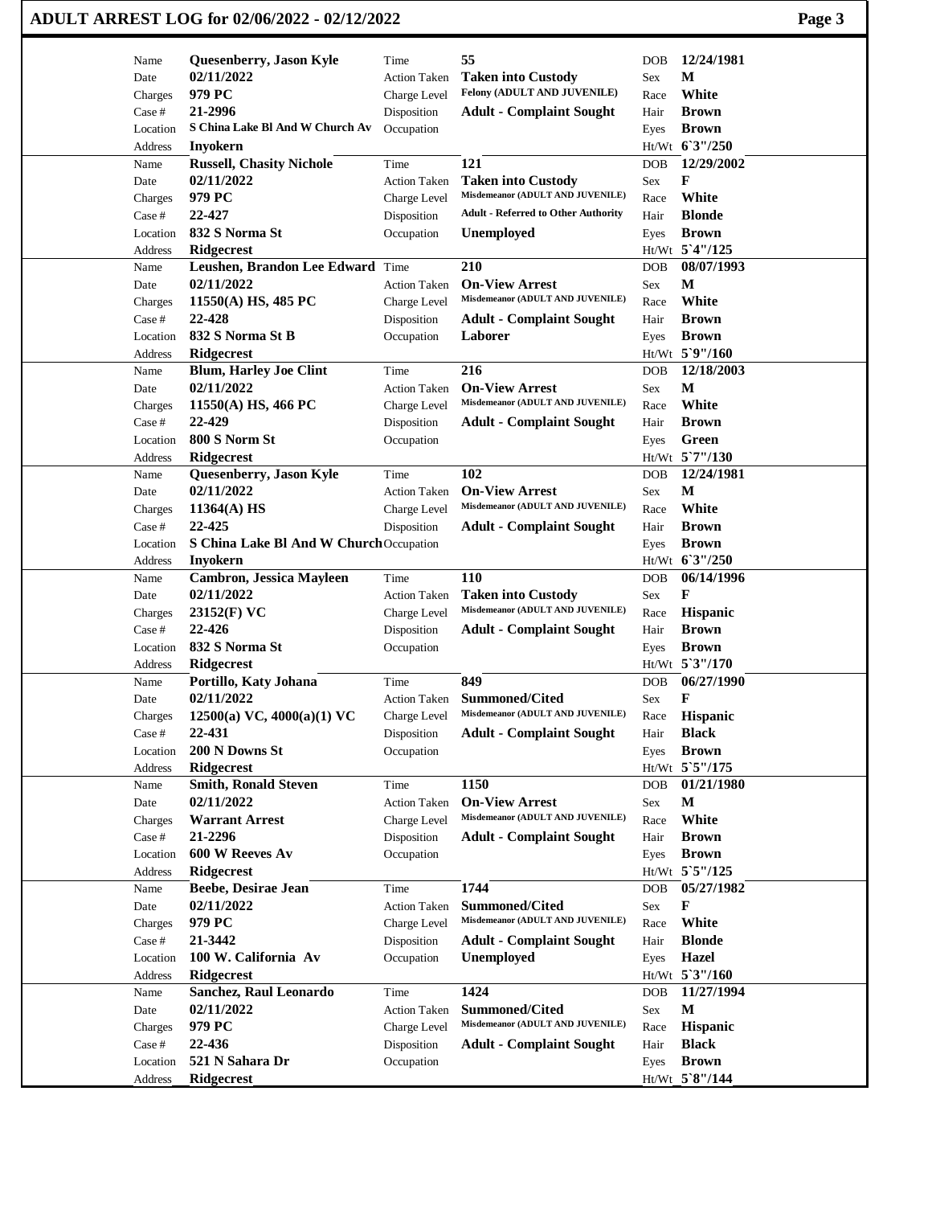# ADULT ARREST LOG for 02/06/2022 - 02/12/2022

| | | | | | |
|---|---|---|---|---|---|
| Name | **Quesenberry, Jason Kyle** | Time | **55** | DOB | **12/24/1981** |
| Date | **02/11/2022** | Action Taken | **Taken into Custody** | Sex | **M** |
| Charges | **979 PC** | Charge Level | **Felony (ADULT AND JUVENILE)** | Race | **White** |
| Case # | **21-2996** | Disposition | **Adult - Complaint Sought** | Hair | **Brown** |
| Location | **S China Lake Bl And W Church Av** | Occupation | | Eyes | **Brown** |
| Address | **Inyokern** | | | Ht/Wt | **6`3"/250** |
| Name | **Russell, Chasity Nichole** | Time | **121** | DOB | **12/29/2002** |
| Date | **02/11/2022** | Action Taken | **Taken into Custody** | Sex | **F** |
| Charges | **979 PC** | Charge Level | **Misdemeanor (ADULT AND JUVENILE)** | Race | **White** |
| Case # | **22-427** | Disposition | **Adult - Referred to Other Authority** | Hair | **Blonde** |
| Location | **832 S Norma St** | Occupation | **Unemployed** | Eyes | **Brown** |
| Address | **Ridgecrest** | | | Ht/Wt | **5`4"/125** |
| Name | **Leushen, Brandon Lee Edward** | Time | **210** | DOB | **08/07/1993** |
| Date | **02/11/2022** | Action Taken | **On-View Arrest** | Sex | **M** |
| Charges | **11550(A) HS, 485 PC** | Charge Level | **Misdemeanor (ADULT AND JUVENILE)** | Race | **White** |
| Case # | **22-428** | Disposition | **Adult - Complaint Sought** | Hair | **Brown** |
| Location | **832 S Norma St B** | Occupation | **Laborer** | Eyes | **Brown** |
| Address | **Ridgecrest** | | | Ht/Wt | **5`9"/160** |
| Name | **Blum, Harley Joe Clint** | Time | **216** | DOB | **12/18/2003** |
| Date | **02/11/2022** | Action Taken | **On-View Arrest** | Sex | **M** |
| Charges | **11550(A) HS, 466 PC** | Charge Level | **Misdemeanor (ADULT AND JUVENILE)** | Race | **White** |
| Case # | **22-429** | Disposition | **Adult - Complaint Sought** | Hair | **Brown** |
| Location | **800 S Norm St** | Occupation | | Eyes | **Green** |
| Address | **Ridgecrest** | | | Ht/Wt | **5`7"/130** |
| Name | **Quesenberry, Jason Kyle** | Time | **102** | DOB | **12/24/1981** |
| Date | **02/11/2022** | Action Taken | **On-View Arrest** | Sex | **M** |
| Charges | **11364(A) HS** | Charge Level | **Misdemeanor (ADULT AND JUVENILE)** | Race | **White** |
| Case # | **22-425** | Disposition | **Adult - Complaint Sought** | Hair | **Brown** |
| Location | **S China Lake Bl And W Church** | Occupation | | Eyes | **Brown** |
| Address | **Inyokern** | | | Ht/Wt | **6`3"/250** |
| Name | **Cambron, Jessica Mayleen** | Time | **110** | DOB | **06/14/1996** |
| Date | **02/11/2022** | Action Taken | **Taken into Custody** | Sex | **F** |
| Charges | **23152(F) VC** | Charge Level | **Misdemeanor (ADULT AND JUVENILE)** | Race | **Hispanic** |
| Case # | **22-426** | Disposition | **Adult - Complaint Sought** | Hair | **Brown** |
| Location | **832 S Norma St** | Occupation | | Eyes | **Brown** |
| Address | **Ridgecrest** | | | Ht/Wt | **5`3"/170** |
| Name | **Portillo, Katy Johana** | Time | **849** | DOB | **06/27/1990** |
| Date | **02/11/2022** | Action Taken | **Summoned/Cited** | Sex | **F** |
| Charges | **12500(a) VC, 4000(a)(1) VC** | Charge Level | **Misdemeanor (ADULT AND JUVENILE)** | Race | **Hispanic** |
| Case # | **22-431** | Disposition | **Adult - Complaint Sought** | Hair | **Black** |
| Location | **200 N Downs St** | Occupation | | Eyes | **Brown** |
| Address | **Ridgecrest** | | | Ht/Wt | **5`5"/175** |
| Name | **Smith, Ronald Steven** | Time | **1150** | DOB | **01/21/1980** |
| Date | **02/11/2022** | Action Taken | **On-View Arrest** | Sex | **M** |
| Charges | **Warrant Arrest** | Charge Level | **Misdemeanor (ADULT AND JUVENILE)** | Race | **White** |
| Case # | **21-2296** | Disposition | **Adult - Complaint Sought** | Hair | **Brown** |
| Location | **600 W Reeves Av** | Occupation | | Eyes | **Brown** |
| Address | **Ridgecrest** | | | Ht/Wt | **5`5"/125** |
| Name | **Beebe, Desirae Jean** | Time | **1744** | DOB | **05/27/1982** |
| Date | **02/11/2022** | Action Taken | **Summoned/Cited** | Sex | **F** |
| Charges | **979 PC** | Charge Level | **Misdemeanor (ADULT AND JUVENILE)** | Race | **White** |
| Case # | **21-3442** | Disposition | **Adult - Complaint Sought** | Hair | **Blonde** |
| Location | **100 W. California Av** | Occupation | **Unemployed** | Eyes | **Hazel** |
| Address | **Ridgecrest** | | | Ht/Wt | **5`3"/160** |
| Name | **Sanchez, Raul Leonardo** | Time | **1424** | DOB | **11/27/1994** |
| Date | **02/11/2022** | Action Taken | **Summoned/Cited** | Sex | **M** |
| Charges | **979 PC** | Charge Level | **Misdemeanor (ADULT AND JUVENILE)** | Race | **Hispanic** |
| Case # | **22-436** | Disposition | **Adult - Complaint Sought** | Hair | **Black** |
| Location | **521 N Sahara Dr** | Occupation | | Eyes | **Brown** |
| Address | **Ridgecrest** | | | Ht/Wt | **5`8"/144** |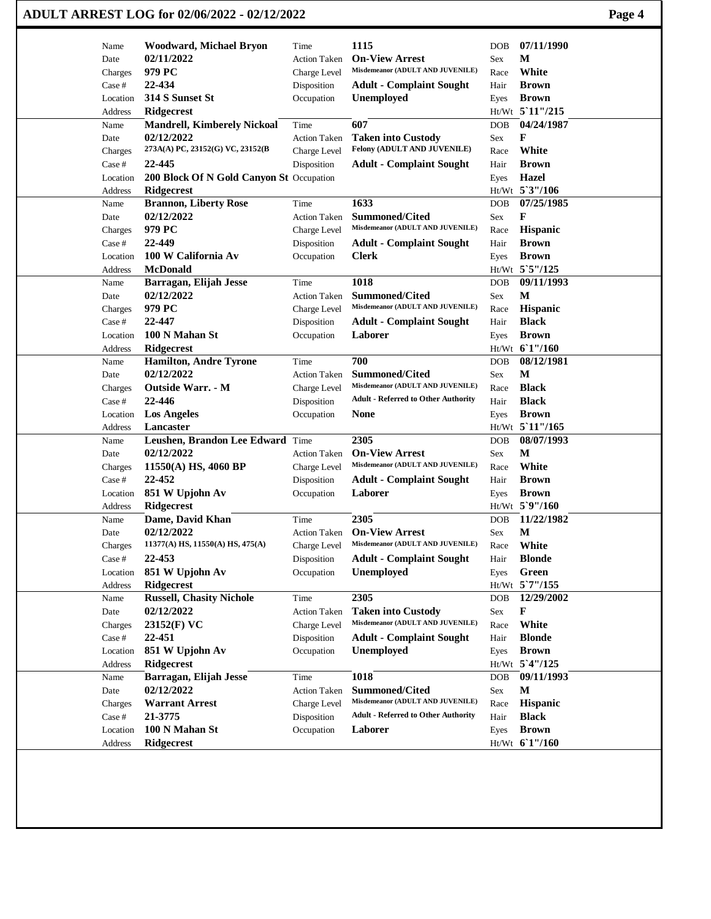# ADULT ARREST LOG for 02/06/2022 - 02/12/2022

| | | | | | |
|---|---|---|---|---|---|
| Name | **Woodward, Michael Bryon** | Time | **1115** | DOB | **07/11/1990** |
| Date | **02/11/2022** | Action Taken | **On-View Arrest** | Sex | **M** |
| Charges | **979 PC** | Charge Level | **Misdemeanor (ADULT AND JUVENILE)** | Race | **White** |
| Case # | **22-434** | Disposition | **Adult - Complaint Sought** | Hair | **Brown** |
| Location | **314 S Sunset St** | Occupation | **Unemployed** | Eyes | **Brown** |
| Address | **Ridgecrest** | | | Ht/Wt | **5`11"/215** |

| | | | | | |
|---|---|---|---|---|---|
| Name | **Mandrell, Kimberely Nickoal** | Time | **607** | DOB | **04/24/1987** |
| Date | **02/12/2022** | Action Taken | **Taken into Custody** | Sex | **F** |
| Charges | **273A(A) PC, 23152(G) VC, 23152(B** | Charge Level | **Felony (ADULT AND JUVENILE)** | Race | **White** |
| Case # | **22-445** | Disposition | **Adult - Complaint Sought** | Hair | **Brown** |
| Location | **200 Block Of N Gold Canyon St** | Occupation | | Eyes | **Hazel** |
| Address | **Ridgecrest** | | | Ht/Wt | **5`3"/106** |

| | | | | | |
|---|---|---|---|---|---|
| Name | **Brannon, Liberty Rose** | Time | **1633** | DOB | **07/25/1985** |
| Date | **02/12/2022** | Action Taken | **Summoned/Cited** | Sex | **F** |
| Charges | **979 PC** | Charge Level | **Misdemeanor (ADULT AND JUVENILE)** | Race | **Hispanic** |
| Case # | **22-449** | Disposition | **Adult - Complaint Sought** | Hair | **Brown** |
| Location | **100 W California Av** | Occupation | **Clerk** | Eyes | **Brown** |
| Address | **McDonald** | | | Ht/Wt | **5`5"/125** |

| | | | | | |
|---|---|---|---|---|---|
| Name | **Barragan, Elijah Jesse** | Time | **1018** | DOB | **09/11/1993** |
| Date | **02/12/2022** | Action Taken | **Summoned/Cited** | Sex | **M** |
| Charges | **979 PC** | Charge Level | **Misdemeanor (ADULT AND JUVENILE)** | Race | **Hispanic** |
| Case # | **22-447** | Disposition | **Adult - Complaint Sought** | Hair | **Black** |
| Location | **100 N Mahan St** | Occupation | **Laborer** | Eyes | **Brown** |
| Address | **Ridgecrest** | | | Ht/Wt | **6`1"/160** |

| | | | | | |
|---|---|---|---|---|---|
| Name | **Hamilton, Andre Tyrone** | Time | **700** | DOB | **08/12/1981** |
| Date | **02/12/2022** | Action Taken | **Summoned/Cited** | Sex | **M** |
| Charges | **Outside Warr. - M** | Charge Level | **Misdemeanor (ADULT AND JUVENILE)** | Race | **Black** |
| Case # | **22-446** | Disposition | **Adult - Referred to Other Authority** | Hair | **Black** |
| Location | **Los Angeles** | Occupation | **None** | Eyes | **Brown** |
| Address | **Lancaster** | | | Ht/Wt | **5`11"/165** |

| | | | | | |
|---|---|---|---|---|---|
| Name | **Leushen, Brandon Lee Edward** | Time | **2305** | DOB | **08/07/1993** |
| Date | **02/12/2022** | Action Taken | **On-View Arrest** | Sex | **M** |
| Charges | **11550(A) HS, 4060 BP** | Charge Level | **Misdemeanor (ADULT AND JUVENILE)** | Race | **White** |
| Case # | **22-452** | Disposition | **Adult - Complaint Sought** | Hair | **Brown** |
| Location | **851 W Upjohn Av** | Occupation | **Laborer** | Eyes | **Brown** |
| Address | **Ridgecrest** | | | Ht/Wt | **5`9"/160** |

| | | | | | |
|---|---|---|---|---|---|
| Name | **Dame, David Khan** | Time | **2305** | DOB | **11/22/1982** |
| Date | **02/12/2022** | Action Taken | **On-View Arrest** | Sex | **M** |
| Charges | **11377(A) HS, 11550(A) HS, 475(A)** | Charge Level | **Misdemeanor (ADULT AND JUVENILE)** | Race | **White** |
| Case # | **22-453** | Disposition | **Adult - Complaint Sought** | Hair | **Blonde** |
| Location | **851 W Upjohn Av** | Occupation | **Unemployed** | Eyes | **Green** |
| Address | **Ridgecrest** | | | Ht/Wt | **5`7"/155** |

| | | | | | |
|---|---|---|---|---|---|
| Name | **Russell, Chasity Nichole** | Time | **2305** | DOB | **12/29/2002** |
| Date | **02/12/2022** | Action Taken | **Taken into Custody** | Sex | **F** |
| Charges | **23152(F) VC** | Charge Level | **Misdemeanor (ADULT AND JUVENILE)** | Race | **White** |
| Case # | **22-451** | Disposition | **Adult - Complaint Sought** | Hair | **Blonde** |
| Location | **851 W Upjohn Av** | Occupation | **Unemployed** | Eyes | **Brown** |
| Address | **Ridgecrest** | | | Ht/Wt | **5`4"/125** |

| | | | | | |
|---|---|---|---|---|---|
| Name | **Barragan, Elijah Jesse** | Time | **1018** | DOB | **09/11/1993** |
| Date | **02/12/2022** | Action Taken | **Summoned/Cited** | Sex | **M** |
| Charges | **Warrant Arrest** | Charge Level | **Misdemeanor (ADULT AND JUVENILE)** | Race | **Hispanic** |
| Case # | **21-3775** | Disposition | **Adult - Referred to Other Authority** | Hair | **Black** |
| Location | **100 N Mahan St** | Occupation | **Laborer** | Eyes | **Brown** |
| Address | **Ridgecrest** | | | Ht/Wt | **6`1"/160** |